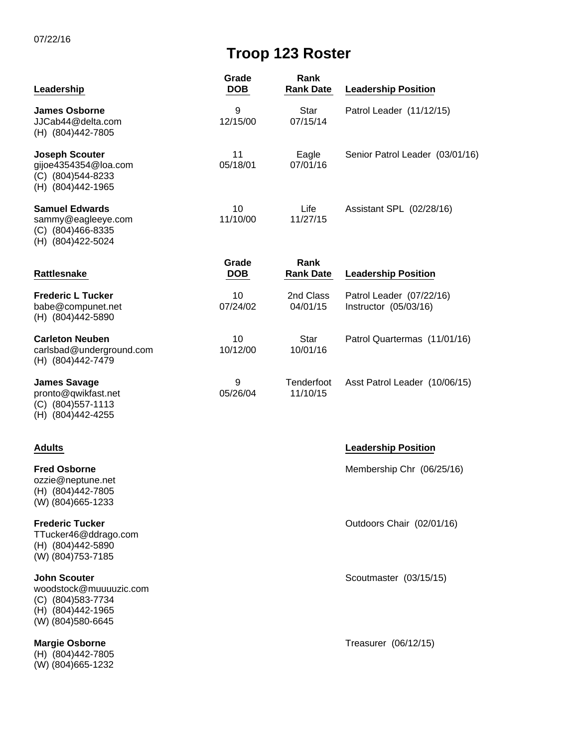07/22/16

# Troop 123 Roster

| Leadership | Grade<br>DOB | Rank<br>Rank Date | Leadership Position |
|---|---|---|---|
| **James Osborne**<br>JJCab44@delta.com<br>(H) (804)442-7805 | 9<br>12/15/00 | Star<br>07/15/14 | Patrol Leader (11/12/15) |
| **Joseph Scouter**<br>gijoe4354354@loa.com<br>(C) (804)544-8233<br>(H) (804)442-1965 | 11<br>05/18/01 | Eagle<br>07/01/16 | Senior Patrol Leader (03/01/16) |
| **Samuel Edwards**<br>sammy@eagleeye.com<br>(C) (804)466-8335<br>(H) (804)422-5024 | 10<br>11/10/00 | Life<br>11/27/15 | Assistant SPL (02/28/16) |

| Rattlesnake | Grade<br>DOB | Rank<br>Rank Date | Leadership Position |
|---|---|---|---|
| **Frederic L Tucker**<br>babe@compunet.net<br>(H) (804)442-5890 | 10<br>07/24/02 | 2nd Class<br>04/01/15 | Patrol Leader (07/22/16)<br>Instructor (05/03/16) |
| **Carleton Neuben**<br>carlsbad@underground.com<br>(H) (804)442-7479 | 10<br>10/12/00 | Star<br>10/01/16 | Patrol Quartermas (11/01/16) |
| **James Savage**<br>pronto@qwikfast.net<br>(C) (804)557-1113<br>(H) (804)442-4255 | 9<br>05/26/04 | Tenderfoot<br>11/10/15 | Asst Patrol Leader (10/06/15) |

| Adults | Leadership Position |
|---|---|
| **Fred Osborne**<br>ozzie@neptune.net<br>(H) (804)442-7805<br>(W) (804)665-1233 | Membership Chr (06/25/16) |
| **Frederic Tucker**<br>TTucker46@ddrago.com<br>(H) (804)442-5890<br>(W) (804)753-7185 | Outdoors Chair (02/01/16) |
| **John Scouter**<br>woodstock@muuuuzic.com<br>(C) (804)583-7734<br>(H) (804)442-1965<br>(W) (804)580-6645 | Scoutmaster (03/15/15) |
| **Margie Osborne**<br>(H) (804)442-7805<br>(W) (804)665-1232 | Treasurer (06/12/15) |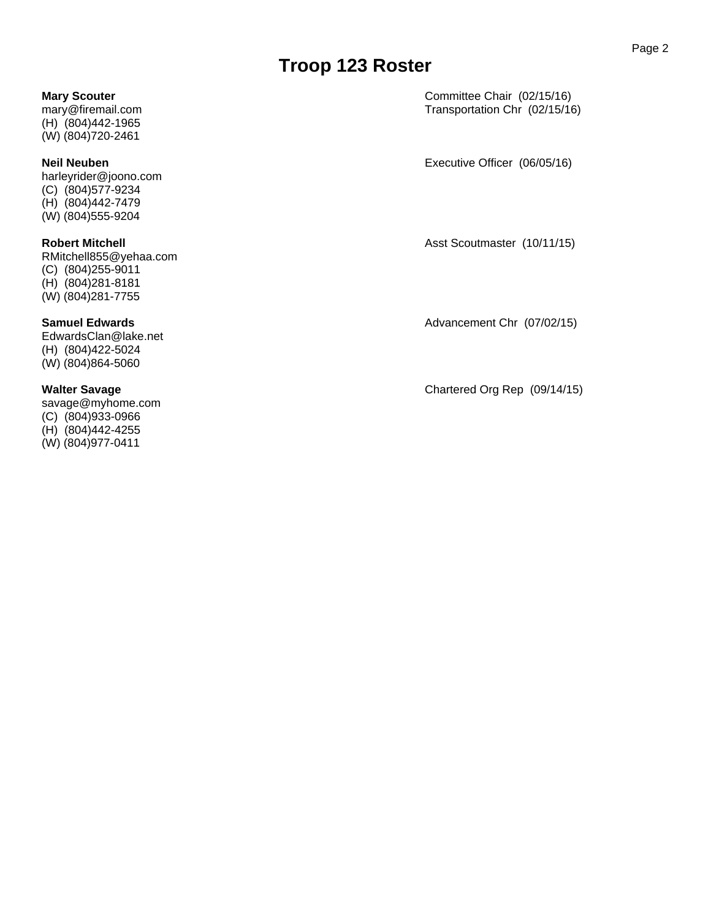# Troop 123 Roster

**Mary Scouter**
mary@firemail.com
(H) (804)442-1965
(W) (804)720-2461

Committee Chair (02/15/16)
Transportation Chr (02/15/16)

**Neil Neuben**
harleyrider@joono.com
(C) (804)577-9234
(H) (804)442-7479
(W) (804)555-9204

Executive Officer (06/05/16)

**Robert Mitchell**
RMitchell855@yehaa.com
(C) (804)255-9011
(H) (804)281-8181
(W) (804)281-7755

Asst Scoutmaster (10/11/15)

**Samuel Edwards**
EdwardsClan@lake.net
(H) (804)422-5024
(W) (804)864-5060

Advancement Chr (07/02/15)

**Walter Savage**
savage@myhome.com
(C) (804)933-0966
(H) (804)442-4255
(W) (804)977-0411

Chartered Org Rep (09/14/15)